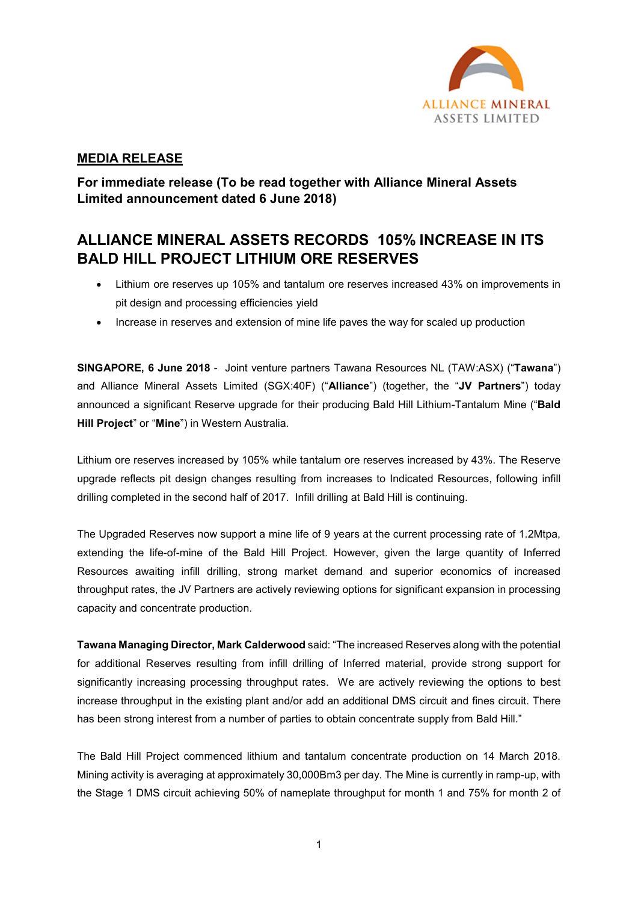ALLIANCE MINERAL ASSETS LIMITED

**MEDIA RELEASE**

**For immediate release (To be read together with Alliance Mineral Assets Limited announcement dated 6 June 2018)**

# ALLIANCE MINERAL ASSETS RECORDS 105% INCREASE IN ITS BALD HILL PROJECT LITHIUM ORE RESERVES

- Lithium ore reserves up 105% and tantalum ore reserves increased 43% on improvements in pit design and processing efficiencies yield
- Increase in reserves and extension of mine life paves the way for scaled up production

**SINGAPORE, 6 June 2018** - Joint venture partners Tawana Resources NL (TAW:ASX) ("**Tawana**") and Alliance Mineral Assets Limited (SGX:40F) ("**Alliance**") (together, the "**JV Partners**") today announced a significant Reserve upgrade for their producing Bald Hill Lithium-Tantalum Mine ("**Bald Hill Project**" or "**Mine**") in Western Australia.

Lithium ore reserves increased by 105% while tantalum ore reserves increased by 43%. The Reserve upgrade reflects pit design changes resulting from increases to Indicated Resources, following infill drilling completed in the second half of 2017. Infill drilling at Bald Hill is continuing.

The Upgraded Reserves now support a mine life of 9 years at the current processing rate of 1.2Mtpa, extending the life-of-mine of the Bald Hill Project. However, given the large quantity of Inferred Resources awaiting infill drilling, strong market demand and superior economics of increased throughput rates, the JV Partners are actively reviewing options for significant expansion in processing capacity and concentrate production.

**Tawana Managing Director, Mark Calderwood** said: "The increased Reserves along with the potential for additional Reserves resulting from infill drilling of Inferred material, provide strong support for significantly increasing processing throughput rates. We are actively reviewing the options to best increase throughput in the existing plant and/or add an additional DMS circuit and fines circuit. There has been strong interest from a number of parties to obtain concentrate supply from Bald Hill."

The Bald Hill Project commenced lithium and tantalum concentrate production on 14 March 2018. Mining activity is averaging at approximately 30,000Bm3 per day. The Mine is currently in ramp-up, with the Stage 1 DMS circuit achieving 50% of nameplate throughput for month 1 and 75% for month 2 of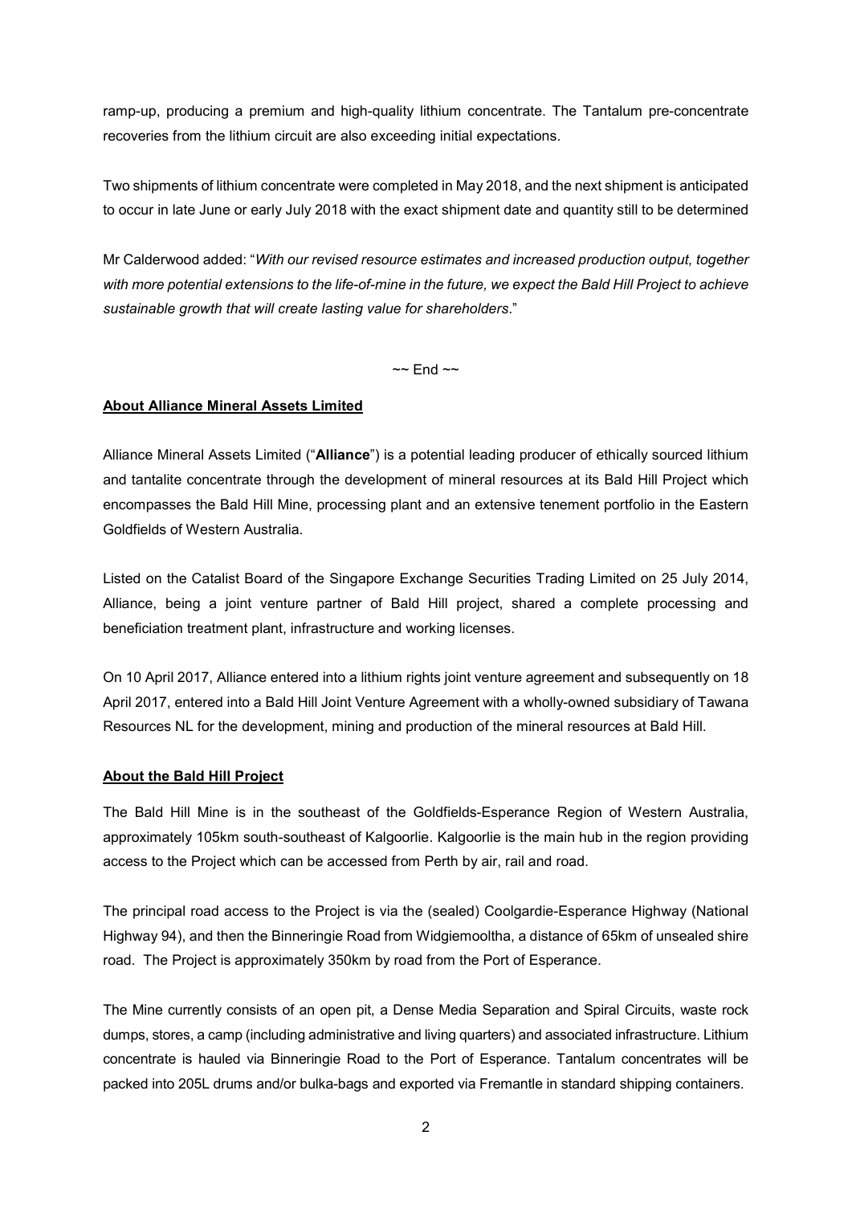ramp-up, producing a premium and high-quality lithium concentrate. The Tantalum pre-concentrate recoveries from the lithium circuit are also exceeding initial expectations.

Two shipments of lithium concentrate were completed in May 2018, and the next shipment is anticipated to occur in late June or early July 2018 with the exact shipment date and quantity still to be determined

Mr Calderwood added: "*With our revised resource estimates and increased production output, together with more potential extensions to the life-of-mine in the future, we expect the Bald Hill Project to achieve sustainable growth that will create lasting value for shareholders*."

~~ End ~~

**<u>About Alliance Mineral Assets Limited</u>**

Alliance Mineral Assets Limited ("**Alliance**") is a potential leading producer of ethically sourced lithium and tantalite concentrate through the development of mineral resources at its Bald Hill Project which encompasses the Bald Hill Mine, processing plant and an extensive tenement portfolio in the Eastern Goldfields of Western Australia.

Listed on the Catalist Board of the Singapore Exchange Securities Trading Limited on 25 July 2014, Alliance, being a joint venture partner of Bald Hill project, shared a complete processing and beneficiation treatment plant, infrastructure and working licenses.

On 10 April 2017, Alliance entered into a lithium rights joint venture agreement and subsequently on 18 April 2017, entered into a Bald Hill Joint Venture Agreement with a wholly-owned subsidiary of Tawana Resources NL for the development, mining and production of the mineral resources at Bald Hill.

**<u>About the Bald Hill Project</u>**

The Bald Hill Mine is in the southeast of the Goldfields-Esperance Region of Western Australia, approximately 105km south-southeast of Kalgoorlie. Kalgoorlie is the main hub in the region providing access to the Project which can be accessed from Perth by air, rail and road.

The principal road access to the Project is via the (sealed) Coolgardie-Esperance Highway (National Highway 94), and then the Binneringie Road from Widgiemooltha, a distance of 65km of unsealed shire road. The Project is approximately 350km by road from the Port of Esperance.

The Mine currently consists of an open pit, a Dense Media Separation and Spiral Circuits, waste rock dumps, stores, a camp (including administrative and living quarters) and associated infrastructure. Lithium concentrate is hauled via Binneringie Road to the Port of Esperance. Tantalum concentrates will be packed into 205L drums and/or bulka-bags and exported via Fremantle in standard shipping containers.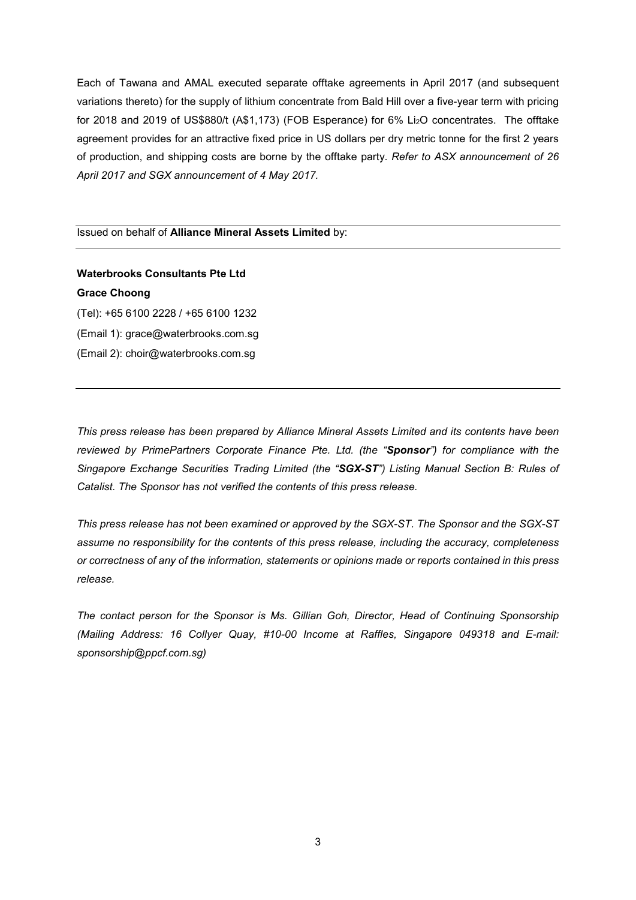Each of Tawana and AMAL executed separate offtake agreements in April 2017 (and subsequent variations thereto) for the supply of lithium concentrate from Bald Hill over a five-year term with pricing for 2018 and 2019 of US$880/t (A$1,173) (FOB Esperance) for 6% $Li_2O$ concentrates. The offtake agreement provides for an attractive fixed price in US dollars per dry metric tonne for the first 2 years of production, and shipping costs are borne by the offtake party. *Refer to ASX announcement of 26 April 2017 and SGX announcement of 4 May 2017.*

---

Issued on behalf of **Alliance Mineral Assets Limited** by:

---

**Waterbrooks Consultants Pte Ltd**

**Grace Choong**

(Tel): +65 6100 2228 / +65 6100 1232

(Email 1): grace@waterbrooks.com.sg

(Email 2): choir@waterbrooks.com.sg

---

*This press release has been prepared by Alliance Mineral Assets Limited and its contents have been reviewed by PrimePartners Corporate Finance Pte. Ltd. (the "**Sponsor**") for compliance with the Singapore Exchange Securities Trading Limited (the "**SGX-ST**") Listing Manual Section B: Rules of Catalist. The Sponsor has not verified the contents of this press release.*

*This press release has not been examined or approved by the SGX-ST. The Sponsor and the SGX-ST assume no responsibility for the contents of this press release, including the accuracy, completeness or correctness of any of the information, statements or opinions made or reports contained in this press release.*

*The contact person for the Sponsor is Ms. Gillian Goh, Director, Head of Continuing Sponsorship (Mailing Address: 16 Collyer Quay, #10-00 Income at Raffles, Singapore 049318 and E-mail: sponsorship@ppcf.com.sg)*